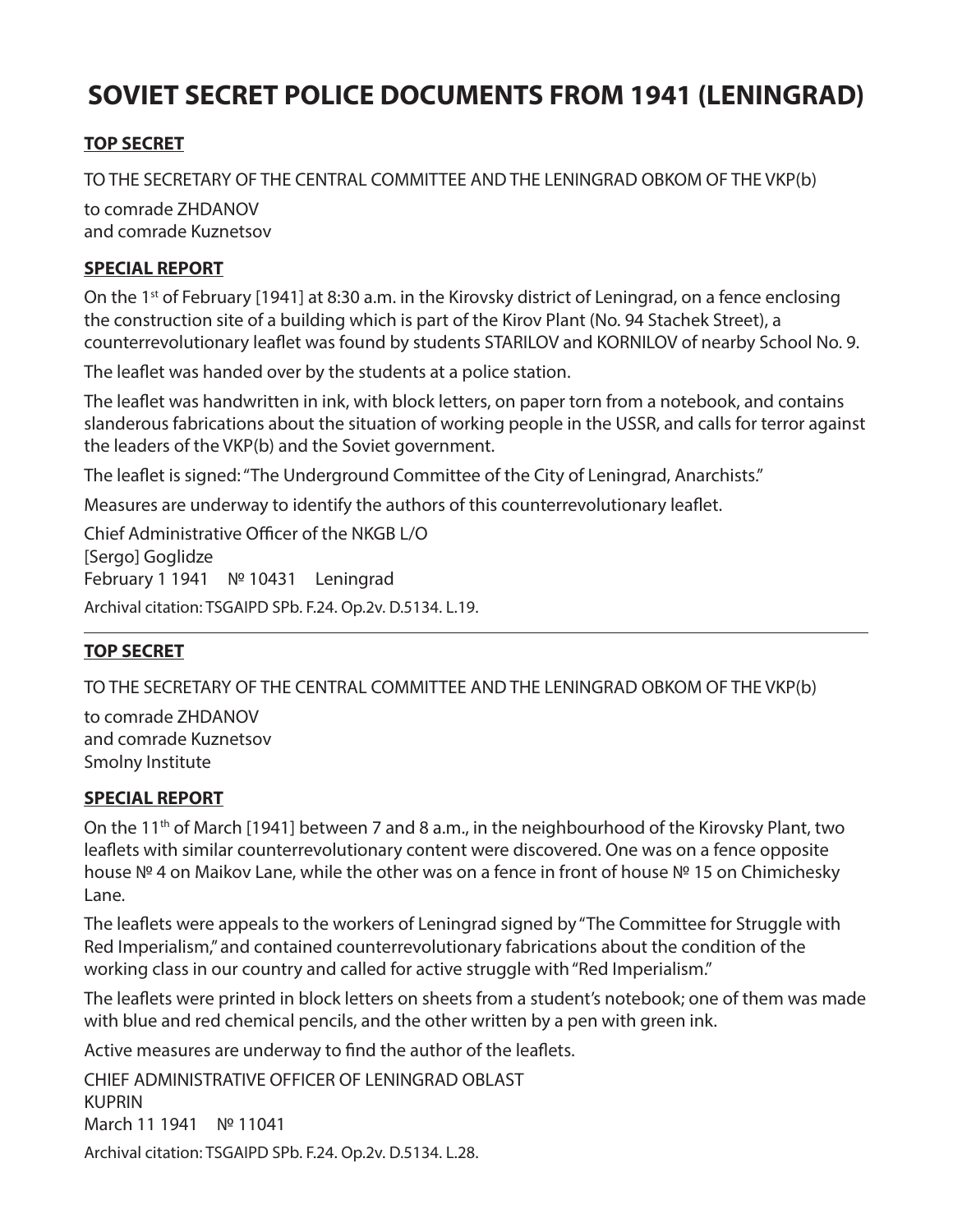# SOVIET SECRET POLICE DOCUMENTS FROM 1941 (LENINGRAD)

**TOP SECRET**

TO THE SECRETARY OF THE CENTRAL COMMITTEE AND THE LENINGRAD OBKOM OF THE VKP(b)

to comrade ZHDANOV
and comrade Kuznetsov

**SPECIAL REPORT**

On the 1st of February [1941] at 8:30 a.m. in the Kirovsky district of Leningrad, on a fence enclosing the construction site of a building which is part of the Kirov Plant (No. 94 Stachek Street), a counterrevolutionary leaflet was found by students STARILOV and KORNILOV of nearby School No. 9.

The leaflet was handed over by the students at a police station.

The leaflet was handwritten in ink, with block letters, on paper torn from a notebook, and contains slanderous fabrications about the situation of working people in the USSR, and calls for terror against the leaders of the VKP(b) and the Soviet government.

The leaflet is signed: "The Underground Committee of the City of Leningrad, Anarchists."

Measures are underway to identify the authors of this counterrevolutionary leaflet.

Chief Administrative Officer of the NKGB L/O
[Sergo] Goglidze
February 1 1941 № 10431 Leningrad

Archival citation: TSGAIPD SPb. F.24. Op.2v. D.5134. L.19.

---

**TOP SECRET**

TO THE SECRETARY OF THE CENTRAL COMMITTEE AND THE LENINGRAD OBKOM OF THE VKP(b)

to comrade ZHDANOV
and comrade Kuznetsov
Smolny Institute

**SPECIAL REPORT**

On the 11th of March [1941] between 7 and 8 a.m., in the neighbourhood of the Kirovsky Plant, two leaflets with similar counterrevolutionary content were discovered. One was on a fence opposite house № 4 on Maikov Lane, while the other was on a fence in front of house № 15 on Chimichesky Lane.

The leaflets were appeals to the workers of Leningrad signed by "The Committee for Struggle with Red Imperialism," and contained counterrevolutionary fabrications about the condition of the working class in our country and called for active struggle with "Red Imperialism."

The leaflets were printed in block letters on sheets from a student's notebook; one of them was made with blue and red chemical pencils, and the other written by a pen with green ink.

Active measures are underway to find the author of the leaflets.

CHIEF ADMINISTRATIVE OFFICER OF LENINGRAD OBLAST
KUPRIN
March 11 1941 № 11041

Archival citation: TSGAIPD SPb. F.24. Op.2v. D.5134. L.28.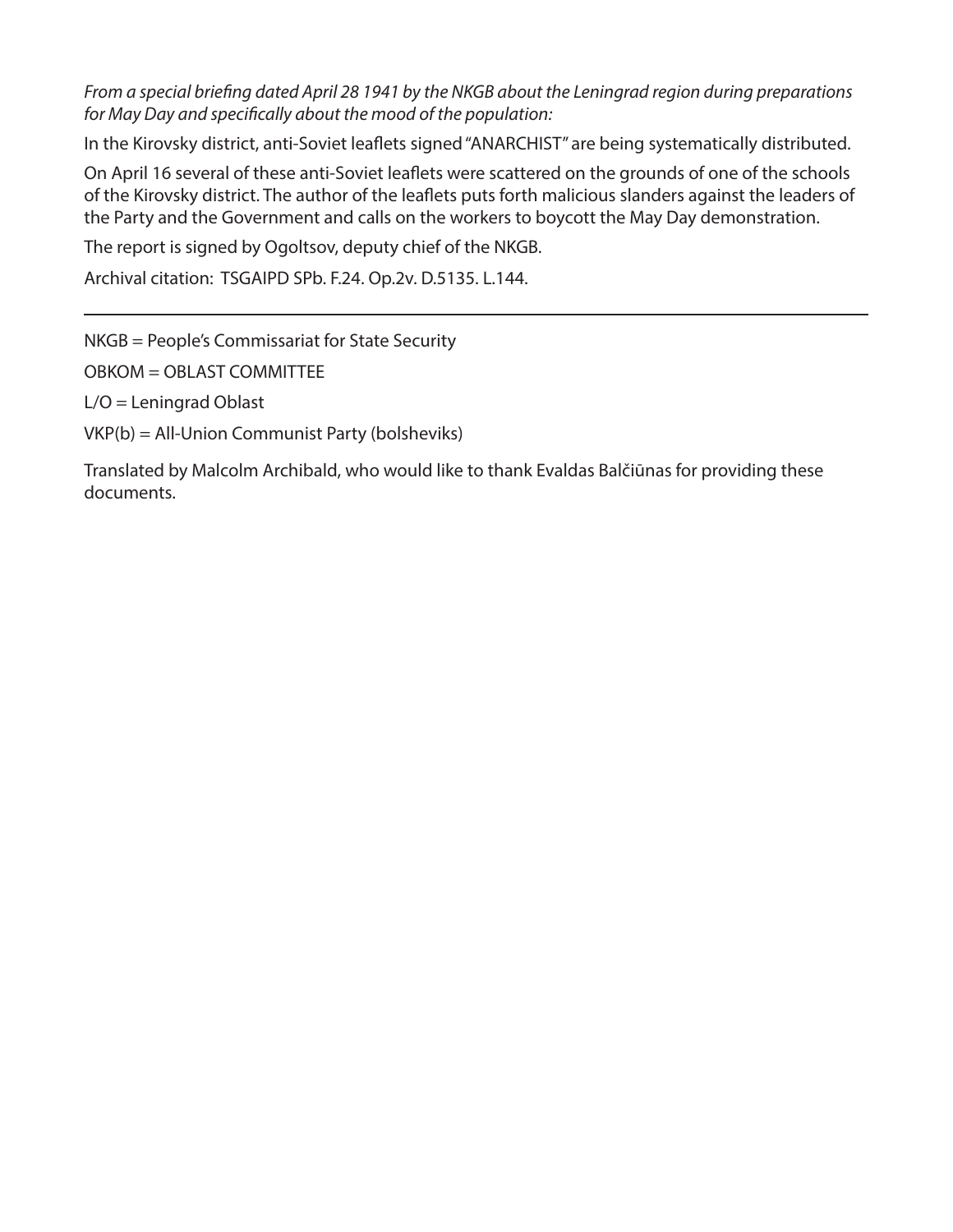*From a special briefing dated April 28 1941 by the NKGB about the Leningrad region during preparations for May Day and specifically about the mood of the population:*

In the Kirovsky district, anti-Soviet leaflets signed "ANARCHIST" are being systematically distributed.

On April 16 several of these anti-Soviet leaflets were scattered on the grounds of one of the schools of the Kirovsky district. The author of the leaflets puts forth malicious slanders against the leaders of the Party and the Government and calls on the workers to boycott the May Day demonstration.

The report is signed by Ogoltsov, deputy chief of the NKGB.

Archival citation: TSGAIPD SPb. F.24. Op.2v. D.5135. L.144.

---

NKGB = People's Commissariat for State Security

OBKOM = OBLAST COMMITTEE

L/O = Leningrad Oblast

VKP(b) = All-Union Communist Party (bolsheviks)

Translated by Malcolm Archibald, who would like to thank Evaldas Balčiūnas for providing these documents.